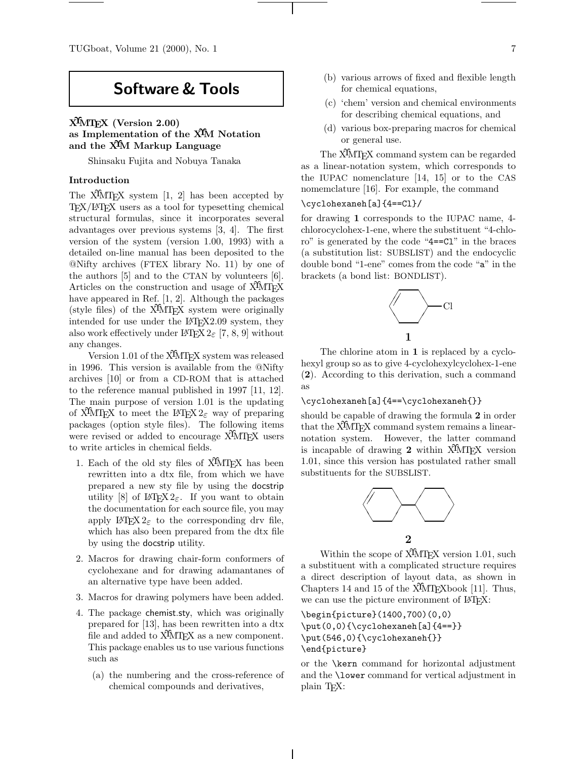# Software & Tools

## XΥMTEX (Version 2.00) as Implementation of the XΥM Notation and the XΥM Markup Language

Shinsaku Fujita and Nobuya Tanaka

### Introduction

The XΥMTEX system [1, 2] has been accepted by TEX/LATEX users as a tool for typesetting chemical structural formulas, since it incorporates several advantages over previous systems [3, 4]. The first version of the system (version 1.00, 1993) with a detailed on-line manual has been deposited to the @Nifty archives (FTEX library No. 11) by one of the authors [5] and to the CTAN by volunteers [6]. Articles on the construction and usage of XΥMTEX have appeared in Ref. [1, 2]. Although the packages (style files) of the XΥMTEX system were originally intended for use under the LATEX2.09 system, they also work effectively under LATEX $2_\varepsilon$ [7, 8, 9] without any changes.

Version 1.01 of the XΥMTEX system was released in 1996. This version is available from the @Nifty archives [10] or from a CD-ROM that is attached to the reference manual published in 1997 [11, 12]. The main purpose of version 1.01 is the updating of XΥMTEX to meet the LATEX $2_\varepsilon$ way of preparing packages (option style files). The following items were revised or added to encourage XΥMTEX users to write articles in chemical fields.

1. Each of the old sty files of XΥMTEX has been rewritten into a dtx file, from which we have prepared a new sty file by using the docstrip utility [8] of LATEX $2_\varepsilon$. If you want to obtain the documentation for each source file, you may apply LATEX $2_\varepsilon$ to the corresponding drv file, which has also been prepared from the dtx file by using the docstrip utility.
2. Macros for drawing chair-form conformers of cyclohexane and for drawing adamantanes of an alternative type have been added.
3. Macros for drawing polymers have been added.
4. The package chemist.sty, which was originally prepared for [13], has been rewritten into a dtx file and added to XΥMTEX as a new component. This package enables us to use various functions such as
   (a) the numbering and the cross-reference of chemical compounds and derivatives,
   (b) various arrows of fixed and flexible length for chemical equations,
   (c) 'chem' version and chemical environments for describing chemical equations, and
   (d) various box-preparing macros for chemical or general use.

The XΥMTEX command system can be regarded as a linear-notation system, which corresponds to the IUPAC nomenclature [14, 15] or to the CAS nomemclature [16]. For example, the command

```
\cyclohexaneh[a]{4==Cl}/
```

for drawing **1** corresponds to the IUPAC name, 4-chlorocyclohex-1-ene, where the substituent "4-chloro" is generated by the code "4==Cl" in the braces (a substitution list: SUBSLIST) and the endocyclic double bond "1-ene" comes from the code "a" in the brackets (a bond list: BONDLIST).

**1**

The chlorine atom in **1** is replaced by a cyclohexyl group so as to give 4-cyclohexylcyclohex-1-ene (**2**). According to this derivation, such a command as

```
\cyclohexaneh[a]{4==\cyclohexaneh{}}
```

should be capable of drawing the formula **2** in order that the XΥMTEX command system remains a linear-notation system. However, the latter command is incapable of drawing **2** within XΥMTEX version 1.01, since this version has postulated rather small substituents for the SUBSLIST.

**2**

Within the scope of XΥMTEX version 1.01, such a substituent with a complicated structure requires a direct description of layout data, as shown in Chapters 14 and 15 of the XΥMTEXbook [11]. Thus, we can use the picture environment of LATEX:

```
\begin{picture}(1400,700)(0,0)
\put(0,0){\cyclohexaneh[a]{4==}}
\put(546,0){\cyclohexaneh{}}
\end{picture}
```

or the \kern command for horizontal adjustment and the \lower command for vertical adjustment in plain TEX: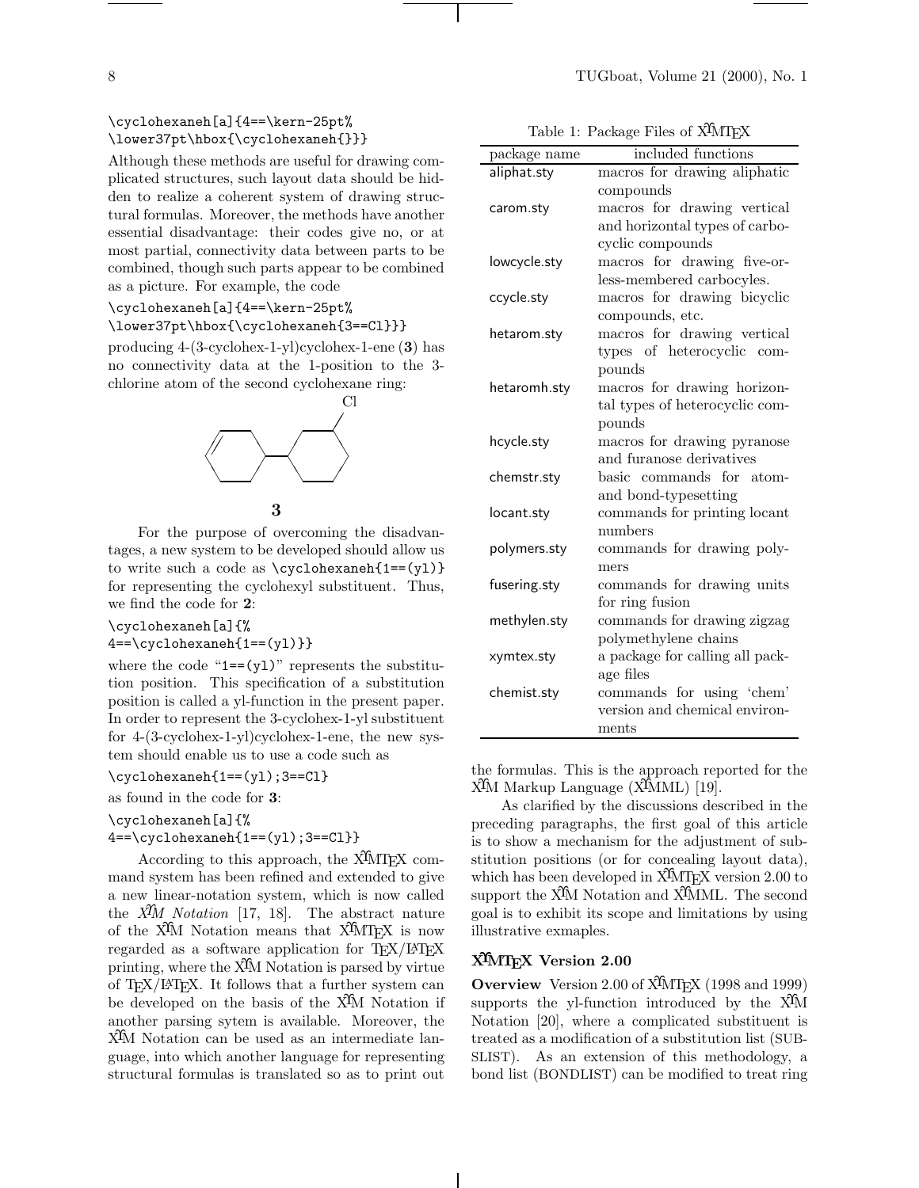```
\cyclohexaneh[a]{4==\kern-25pt%
\lower37pt\hbox{\cyclohexaneh{}}}
```

Although these methods are useful for drawing complicated structures, such layout data should be hidden to realize a coherent system of drawing structural formulas. Moreover, the methods have another essential disadvantage: their codes give no, or at most partial, connectivity data between parts to be combined, though such parts appear to be combined as a picture. For example, the code

```
\cyclohexaneh[a]{4==\kern-25pt%
\lower37pt\hbox{\cyclohexaneh{3==Cl}}}
```

producing 4-(3-cyclohex-1-yl)cyclohex-1-ene (**3**) has no connectivity data at the 1-position to the 3-chlorine atom of the second cyclohexane ring:

**3**

For the purpose of overcoming the disadvantages, a new system to be developed should allow us to write such a code as `\cyclohexaneh{1==(yl)}` for representing the cyclohexyl substituent. Thus, we find the code for **2**:

```
\cyclohexaneh[a]{%
4==\cyclohexaneh{1==(yl)}}
```

where the code "`1==(yl)`" represents the substitution position. This specification of a substitution position is called a yl-function in the present paper. In order to represent the 3-cyclohex-1-yl substituent for 4-(3-cyclohex-1-yl)cyclohex-1-ene, the new system should enable us to use a code such as

```
\cyclohexaneh{1==(yl);3==Cl}
```

as found in the code for **3**:

```
\cyclohexaneh[a]{%
4==\cyclohexaneh{1==(yl);3==Cl}}
```

According to this approach, the XΥMTEX command system has been refined and extended to give a new linear-notation system, which is now called the *XΥM Notation* [17, 18]. The abstract nature of the XΥM Notation means that XΥMTEX is now regarded as a software application for TEX/LATEX printing, where the XΥM Notation is parsed by virtue of TEX/LATEX. It follows that a further system can be developed on the basis of the XΥM Notation if another parsing sytem is available. Moreover, the XΥM Notation can be used as an intermediate language, into which another language for representing structural formulas is translated so as to print out the formulas. This is the approach reported for the XΥM Markup Language (XΥMML) [19].

Table 1: Package Files of XΥMTEX

| package name | included functions |
|---|---|
| aliphat.sty | macros for drawing aliphatic compounds |
| carom.sty | macros for drawing vertical and horizontal types of carbocyclic compounds |
| lowcycle.sty | macros for drawing five-or-less-membered carbocyles. |
| ccycle.sty | macros for drawing bicyclic compounds, etc. |
| hetarom.sty | macros for drawing vertical types of heterocyclic compounds |
| hetaromh.sty | macros for drawing horizontal types of heterocyclic compounds |
| hcycle.sty | macros for drawing pyranose and furanose derivatives |
| chemstr.sty | basic commands for atom- and bond-typesetting |
| locant.sty | commands for printing locant numbers |
| polymers.sty | commands for drawing polymers |
| fusering.sty | commands for drawing units for ring fusion |
| methylen.sty | commands for drawing zigzag polymethylene chains |
| xymtex.sty | a package for calling all package files |
| chemist.sty | commands for using 'chem' version and chemical environments |

As clarified by the discussions described in the preceding paragraphs, the first goal of this article is to show a mechanism for the adjustment of substitution positions (or for concealing layout data), which has been developed in XΥMTEX version 2.00 to support the XΥM Notation and XΥMML. The second goal is to exhibit its scope and limitations by using illustrative exmaples.

## XΥMTEX Version 2.00

**Overview** Version 2.00 of XΥMTEX (1998 and 1999) supports the yl-function introduced by the XΥM Notation [20], where a complicated substituent is treated as a modification of a substitution list (SUBSLIST). As an extension of this methodology, a bond list (BONDLIST) can be modified to treat ring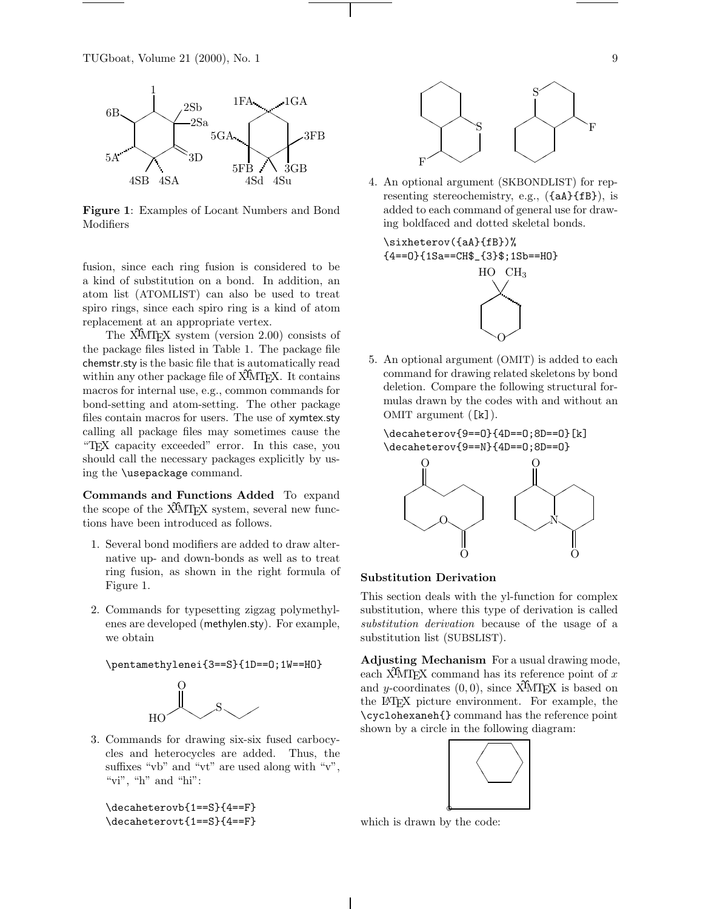**Figure 1**: Examples of Locant Numbers and Bond Modifiers

fusion, since each ring fusion is considered to be a kind of substitution on a bond. In addition, an atom list (ATOMLIST) can also be used to treat spiro rings, since each spiro ring is a kind of atom replacement at an appropriate vertex.

The XΥMTEX system (version 2.00) consists of the package files listed in Table 1. The package file chemstr.sty is the basic file that is automatically read within any other package file of XΥMTEX. It contains macros for internal use, e.g., common commands for bond-setting and atom-setting. The other package files contain macros for users. The use of xymtex.sty calling all package files may sometimes cause the "TEX capacity exceeded" error. In this case, you should call the necessary packages explicitly by using the \usepackage command.

**Commands and Functions Added** To expand the scope of the XΥMTEX system, several new functions have been introduced as follows.

1. Several bond modifiers are added to draw alternative up- and down-bonds as well as to treat ring fusion, as shown in the right formula of Figure 1.

2. Commands for typesetting zigzag polymethylenes are developed (methylen.sty). For example, we obtain

```
\pentamethylenei{3==S}{1D==O;1W==HO}
```

3. Commands for drawing six-six fused carbocycles and heterocycles are added. Thus, the suffixes "vb" and "vt" are used along with "v", "vi", "h" and "hi":

```
\decaheterovb{1==S}{4==F}
\decaheterovt{1==S}{4==F}
```

4. An optional argument (SKBONDLIST) for representing stereochemistry, e.g., ({aA}{fB}), is added to each command of general use for drawing boldfaced and dotted skeletal bonds.

```
\sixheterov({aA}{fB})%
{4==O}{1Sa==CH$_{3}$;1Sb==HO}
```

5. An optional argument (OMIT) is added to each command for drawing related skeletons by bond deletion. Compare the following structural formulas drawn by the codes with and without an OMIT argument ([k]).

```
\decaheterov{9==O}{4D==O;8D==O}[k]
\decaheterov{9==N}{4D==O;8D==O}
```

### Substitution Derivation

This section deals with the yl-function for complex substitution, where this type of derivation is called *substitution derivation* because of the usage of a substitution list (SUBSLIST).

**Adjusting Mechanism** For a usual drawing mode, each XΥMTEX command has its reference point of $x$ and $y$-coordinates $(0, 0)$, since XΥMTEX is based on the LATEX picture environment. For example, the \cyclohexaneh{} command has the reference point shown by a circle in the following diagram:

which is drawn by the code: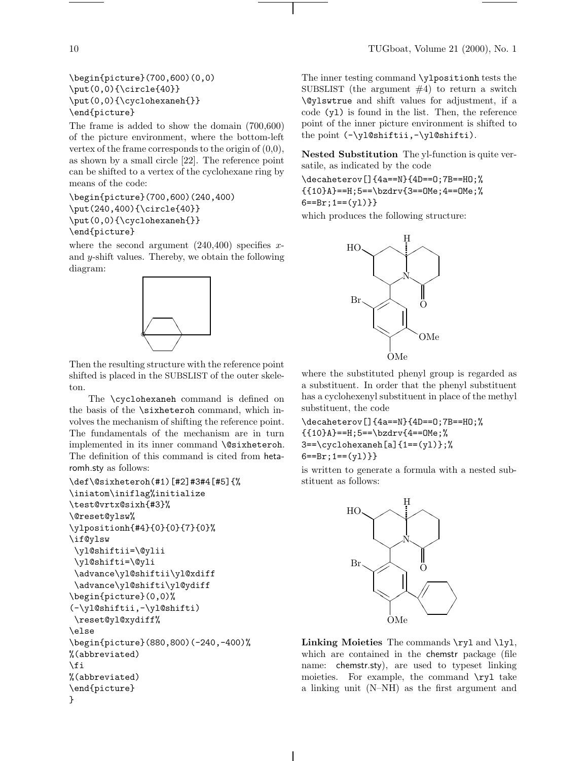```
\begin{picture}(700,600)(0,0)
\put(0,0){\circle{40}}
\put(0,0){\cyclohexaneh{}}
\end{picture}
```

The frame is added to show the domain (700,600) of the picture environment, where the bottom-left vertex of the frame corresponds to the origin of (0,0), as shown by a small circle [22]. The reference point can be shifted to a vertex of the cyclohexane ring by means of the code:

```
\begin{picture}(700,600)(240,400)
\put(240,400){\circle{40}}
\put(0,0){\cyclohexaneh{}}
\end{picture}
```

where the second argument (240,400) specifies $x$- and $y$-shift values. Thereby, we obtain the following diagram:

Then the resulting structure with the reference point shifted is placed in the SUBSLIST of the outer skeleton.

The `\cyclohexaneh` command is defined on the basis of the `\sixheteroh` command, which involves the mechanism of shifting the reference point. The fundamentals of the mechanism are in turn implemented in its inner command `\@sixheteroh`. The definition of this command is cited from hetaromh.sty as follows:

```
\def\@sixheteroh(#1)[#2]#3#4[#5]{%
\iniatom\iniflag%initialize
\test@vrtx@sixh{#3}%
\@reset@ylsw%
\ylpositionh{#4}{0}{0}{7}{0}%
\if@ylsw
 \yl@shiftii=\@ylii
 \yl@shifti=\@yli
 \advance\yl@shiftii\yl@xdiff
 \advance\yl@shifti\yl@ydiff
\begin{picture}(0,0)%
(-\yl@shiftii,-\yl@shifti)
 \reset@yl@xydiff%
\else
\begin{picture}(880,800)(-240,-400)%
%(abbreviated)
\fi
%(abbreviated)
\end{picture}
}
```

The inner testing command `\ylpositionh` tests the SUBSLIST (the argument #4) to return a switch `\@ylswtrue` and shift values for adjustment, if a code `(yl)` is found in the list. Then, the reference point of the inner picture environment is shifted to the point `(-\yl@shiftii,-\yl@shifti)`.

**Nested Substitution** The yl-function is quite versatile, as indicated by the code

```
\decaheterov[]{4a==N}{4D==O;7B==HO;%
{{10}A}==H;5==\bzdrv{3==OMe;4==OMe;%
6==Br;1==(yl)}}
```

which produces the following structure:

where the substituted phenyl group is regarded as a substituent. In order that the phenyl substituent has a cyclohexenyl substituent in place of the methyl substituent, the code

```
\decaheterov[]{4a==N}{4D==O;7B==HO;%
{{10}A}==H;5==\bzdrv{4==OMe;%
3==\cyclohexaneh[a]{1==(yl)};%
6==Br;1==(yl)}}
```

is written to generate a formula with a nested substituent as follows:

**Linking Moieties** The commands `\ryl` and `\lyl`, which are contained in the chemstr package (file name: chemstr.sty), are used to typeset linking moieties. For example, the command `\ryl` take a linking unit (N–NH) as the first argument and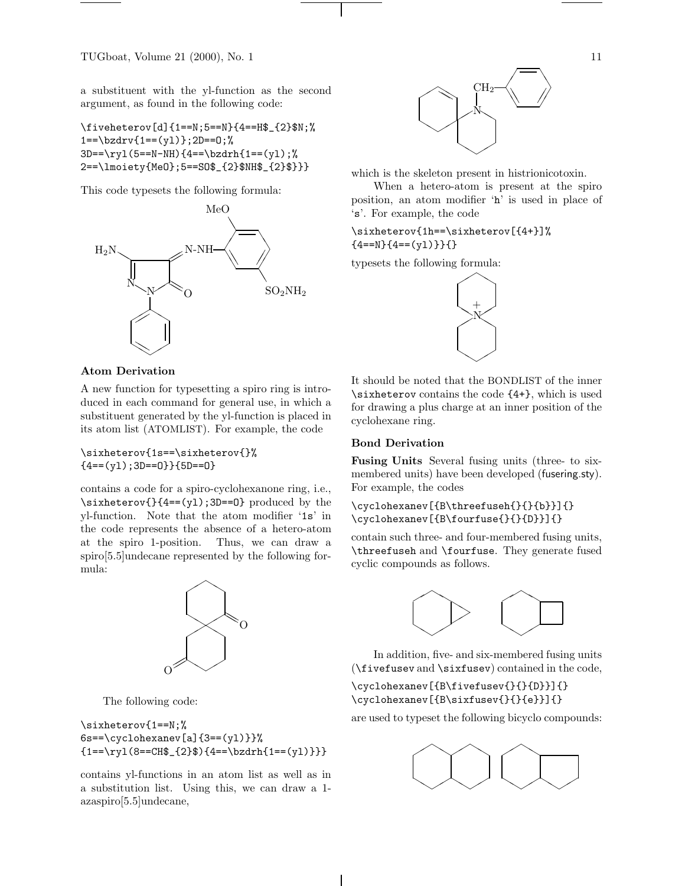a substituent with the yl-function as the second argument, as found in the following code:

```
\fiveheterov[d]{1==N;5==N}{4==H$_{2}$N;%
1==\bzdrv{1==(yl)};2D==O;%
3D==\ryl(5==N-NH){4==\bzdrh{1==(yl);%
2==\lmoiety{MeO};5==SO$_{2}$NH$_{2}$}}}
```

This code typesets the following formula:

### Atom Derivation

A new function for typesetting a spiro ring is introduced in each command for general use, in which a substituent generated by the yl-function is placed in its atom list (ATOMLIST). For example, the code

```
\sixheterov{1s==\sixheterov{}%
{4==(yl);3D==O}}{5D==O}
```

contains a code for a spiro-cyclohexanone ring, i.e., `\sixheterov{}{4==(yl);3D==O}` produced by the yl-function. Note that the atom modifier '1s' in the code represents the absence of a hetero-atom at the spiro 1-position. Thus, we can draw a spiro[5.5]undecane represented by the following formula:

The following code:

```
\sixheterov{1==N;%
6s==\cyclohexanev[a]{3==(yl)}}%
{1==\ryl(8==CH$_{2}$){4==\bzdrh{1==(yl)}}}
```

contains yl-functions in an atom list as well as in a substitution list. Using this, we can draw a 1-azaspiro[5.5]undecane,

which is the skeleton present in histrionicotoxin.

When a hetero-atom is present at the spiro position, an atom modifier 'h' is used in place of 's'. For example, the code

```
\sixheterov{1h==\sixheterov[{4+}]%
{4==N}{4==(yl)}}{}
```

typesets the following formula:

It should be noted that the BONDLIST of the inner `\sixheterov` contains the code `{4+}`, which is used for drawing a plus charge at an inner position of the cyclohexane ring.

### Bond Derivation

**Fusing Units** Several fusing units (three- to six-membered units) have been developed (fusering.sty). For example, the codes

```
\cyclohexanev[{B\threefuseh{}{}{b}}]{}
\cyclohexanev[{B\fourfuse{}{}{D}}]{}
```

contain such three- and four-membered fusing units, `\threefuseh` and `\fourfuse`. They generate fused cyclic compounds as follows.

In addition, five- and six-membered fusing units (`\fivefusev` and `\sixfusev`) contained in the code,

```
\cyclohexanev[{B\fivefusev{}{}{D}}]{}
\cyclohexanev[{B\sixfusev{}{}{e}}]{}
```

are used to typeset the following bicyclo compounds: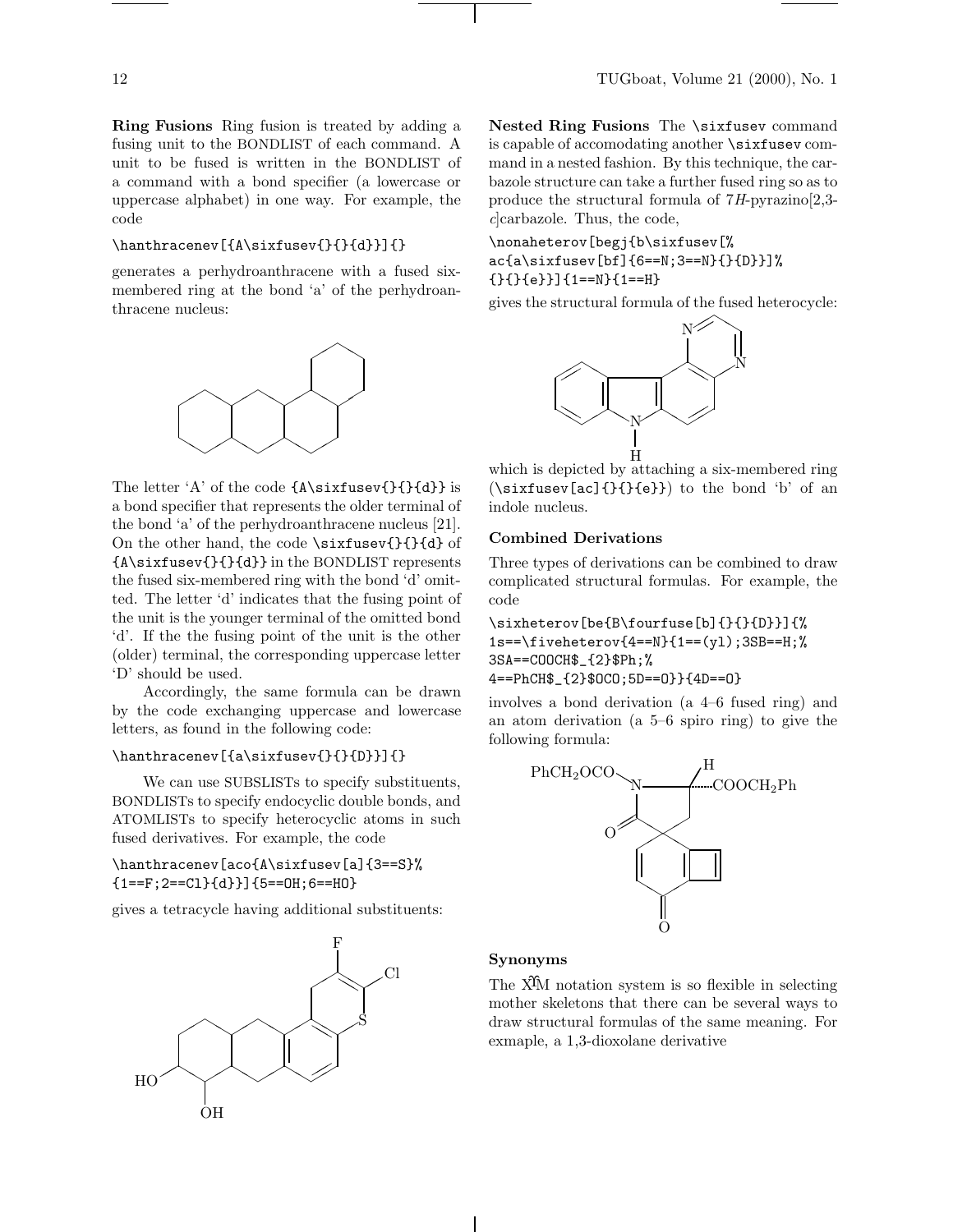**Ring Fusions** Ring fusion is treated by adding a fusing unit to the BONDLIST of each command. A unit to be fused is written in the BONDLIST of a command with a bond specifier (a lowercase or uppercase alphabet) in one way. For example, the code

```
\hanthracenev[{A\sixfusev{}{}{d}}]{}
```

generates a perhydroanthracene with a fused six-membered ring at the bond 'a' of the perhydroanthracene nucleus:

The letter 'A' of the code `{A\sixfusev{}{}{d}}` is a bond specifier that represents the older terminal of the bond 'a' of the perhydroanthracene nucleus [21]. On the other hand, the code `\sixfusev{}{}{d}` of `{A\sixfusev{}{}{d}}` in the BONDLIST represents the fused six-membered ring with the bond 'd' omitted. The letter 'd' indicates that the fusing point of the unit is the younger terminal of the omitted bond 'd'. If the the fusing point of the unit is the other (older) terminal, the corresponding uppercase letter 'D' should be used.

Accordingly, the same formula can be drawn by the code exchanging uppercase and lowercase letters, as found in the following code:

```
\hanthracenev[{a\sixfusev{}{}{D}}]{}
```

We can use SUBSLISTs to specify substituents, BONDLISTs to specify endocyclic double bonds, and ATOMLISTs to specify heterocyclic atoms in such fused derivatives. For example, the code

```
\hanthracenev[aco{A\sixfusev[a]{3==S}%
{1==F;2==Cl}{d}}]{5==OH;6==HO}
```

gives a tetracycle having additional substituents:

**Nested Ring Fusions** The `\sixfusev` command is capable of accomodating another `\sixfusev` command in a nested fashion. By this technique, the carbazole structure can take a further fused ring so as to produce the structural formula of 7*H*-pyrazino[2,3-*c*]carbazole. Thus, the code,

```
\nonaheterov[begj{b\sixfusev[%
ac{a\sixfusev[bf]{6==N;3==N}{}{D}}]%
{}{}{e}}]{1==N}{1==H}
```

gives the structural formula of the fused heterocycle:

which is depicted by attaching a six-membered ring (`\sixfusev[ac]{}{}{e}}`) to the bond 'b' of an indole nucleus.

### Combined Derivations

Three types of derivations can be combined to draw complicated structural formulas. For example, the code

```
\sixheterov[be{B\fourfuse[b]{}{}{D}}]{%
1s==\fiveheterov{4==N}{1==(yl);3SB==H;%
3SA==COOCH$_{2}$Ph;%
4==PhCH$_{2}$OCO;5D==O}}{4D==O}
```

involves a bond derivation (a 4–6 fused ring) and an atom derivation (a 5–6 spiro ring) to give the following formula:

### Synonyms

The XΥM notation system is so flexible in selecting mother skeletons that there can be several ways to draw structural formulas of the same meaning. For exmaple, a 1,3-dioxolane derivative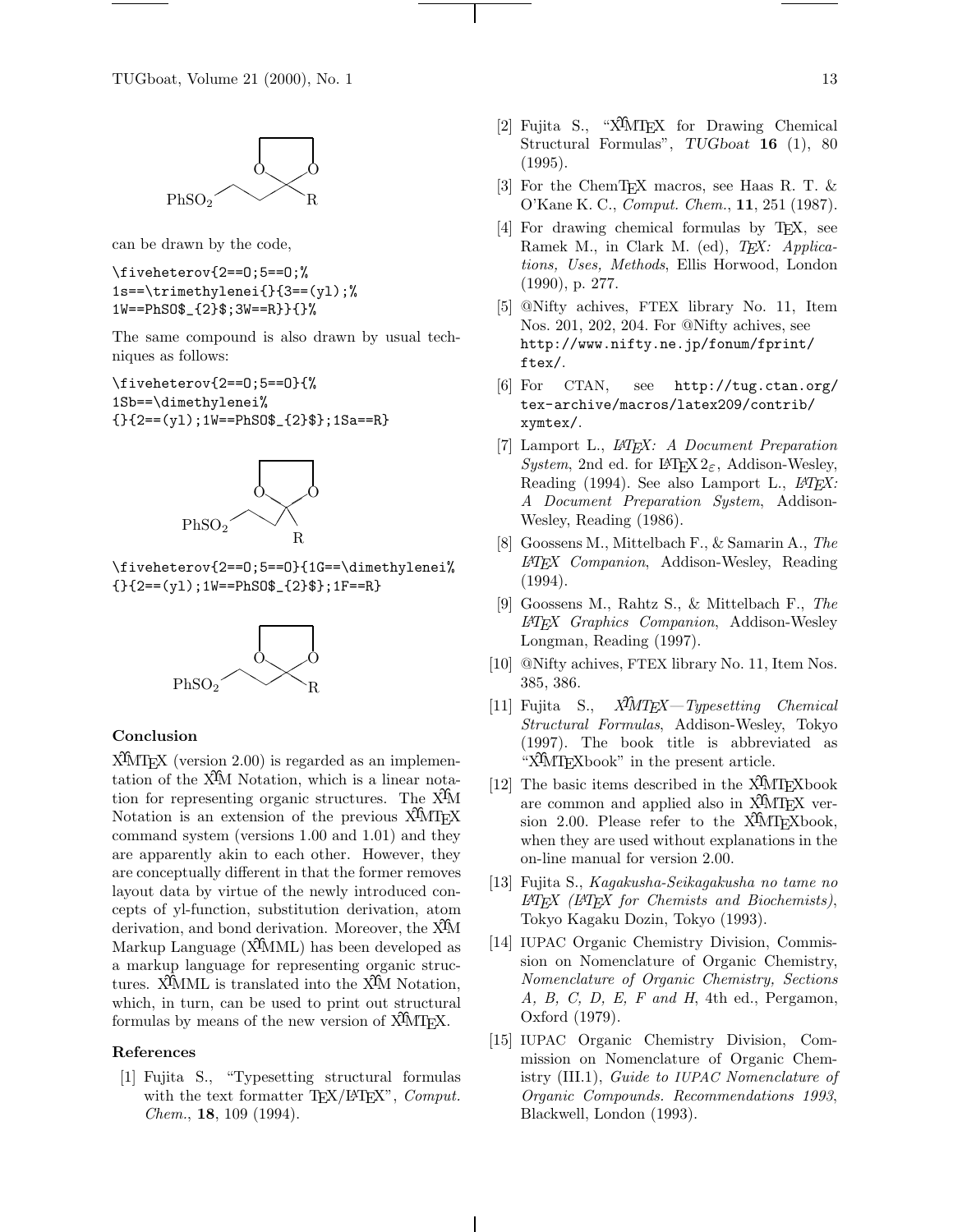can be drawn by the code,

```
\fiveheterov{2==O;5==O;%
1s==\trimethylenei{}{3==(yl);%
1W==PhSO$_{2}$;3W==R}}{}%
```

The same compound is also drawn by usual techniques as follows:

```
\fiveheterov{2==O;5==O}{%
1Sb==\dimethylenei%
{}{2==(yl);1W==PhSO$_{2}$};1Sa==R}
```

```
\fiveheterov{2==O;5==O}{1G==\dimethylenei%
{}{2==(yl);1W==PhSO$_{2}$};1F==R}
```

### Conclusion

XΥMTEX (version 2.00) is regarded as an implementation of the XΥM Notation, which is a linear notation for representing organic structures. The XΥM Notation is an extension of the previous XΥMTEX command system (versions 1.00 and 1.01) and they are apparently akin to each other. However, they are conceptually different in that the former removes layout data by virtue of the newly introduced concepts of yl-function, substitution derivation, atom derivation, and bond derivation. Moreover, the XΥM Markup Language (XΥMML) has been developed as a markup language for representing organic structures. XΥMML is translated into the XΥM Notation, which, in turn, can be used to print out structural formulas by means of the new version of XΥMTEX.

### References

[1] Fujita S., "Typesetting structural formulas with the text formatter TEX/LATEX", *Comput. Chem.*, **18**, 109 (1994).

[2] Fujita S., "XΥMTEX for Drawing Chemical Structural Formulas", *TUGboat* **16** (1), 80 (1995).

[3] For the ChemTEX macros, see Haas R. T. & O'Kane K. C., *Comput. Chem.*, **11**, 251 (1987).

[4] For drawing chemical formulas by TEX, see Ramek M., in Clark M. (ed), *TEX: Applications, Uses, Methods*, Ellis Horwood, London (1990), p. 277.

[5] @Nifty achives, FTEX library No. 11, Item Nos. 201, 202, 204. For @Nifty achives, see http://www.nifty.ne.jp/fonum/fprint/ftex/.

[6] For CTAN, see http://tug.ctan.org/tex-archive/macros/latex209/contrib/xymtex/.

[7] Lamport L., *LATEX: A Document Preparation System*, 2nd ed. for LATEX $2_\varepsilon$, Addison-Wesley, Reading (1994). See also Lamport L., *LATEX: A Document Preparation System*, Addison-Wesley, Reading (1986).

[8] Goossens M., Mittelbach F., & Samarin A., *The LATEX Companion*, Addison-Wesley, Reading (1994).

[9] Goossens M., Rahtz S., & Mittelbach F., *The LATEX Graphics Companion*, Addison-Wesley Longman, Reading (1997).

[10] @Nifty achives, FTEX library No. 11, Item Nos. 385, 386.

[11] Fujita S., *XΥMTEX—Typesetting Chemical Structural Formulas*, Addison-Wesley, Tokyo (1997). The book title is abbreviated as "XΥMTEXbook" in the present article.

[12] The basic items described in the XΥMTEXbook are common and applied also in XΥMTEX version 2.00. Please refer to the XΥMTEXbook, when they are used without explanations in the on-line manual for version 2.00.

[13] Fujita S., *Kagakusha-Seikagakusha no tame no LATEX (LATEX for Chemists and Biochemists)*, Tokyo Kagaku Dozin, Tokyo (1993).

[14] IUPAC Organic Chemistry Division, Commission on Nomenclature of Organic Chemistry, *Nomenclature of Organic Chemistry, Sections A, B, C, D, E, F and H*, 4th ed., Pergamon, Oxford (1979).

[15] IUPAC Organic Chemistry Division, Commission on Nomenclature of Organic Chemistry (III.1), *Guide to IUPAC Nomenclature of Organic Compounds. Recommendations 1993*, Blackwell, London (1993).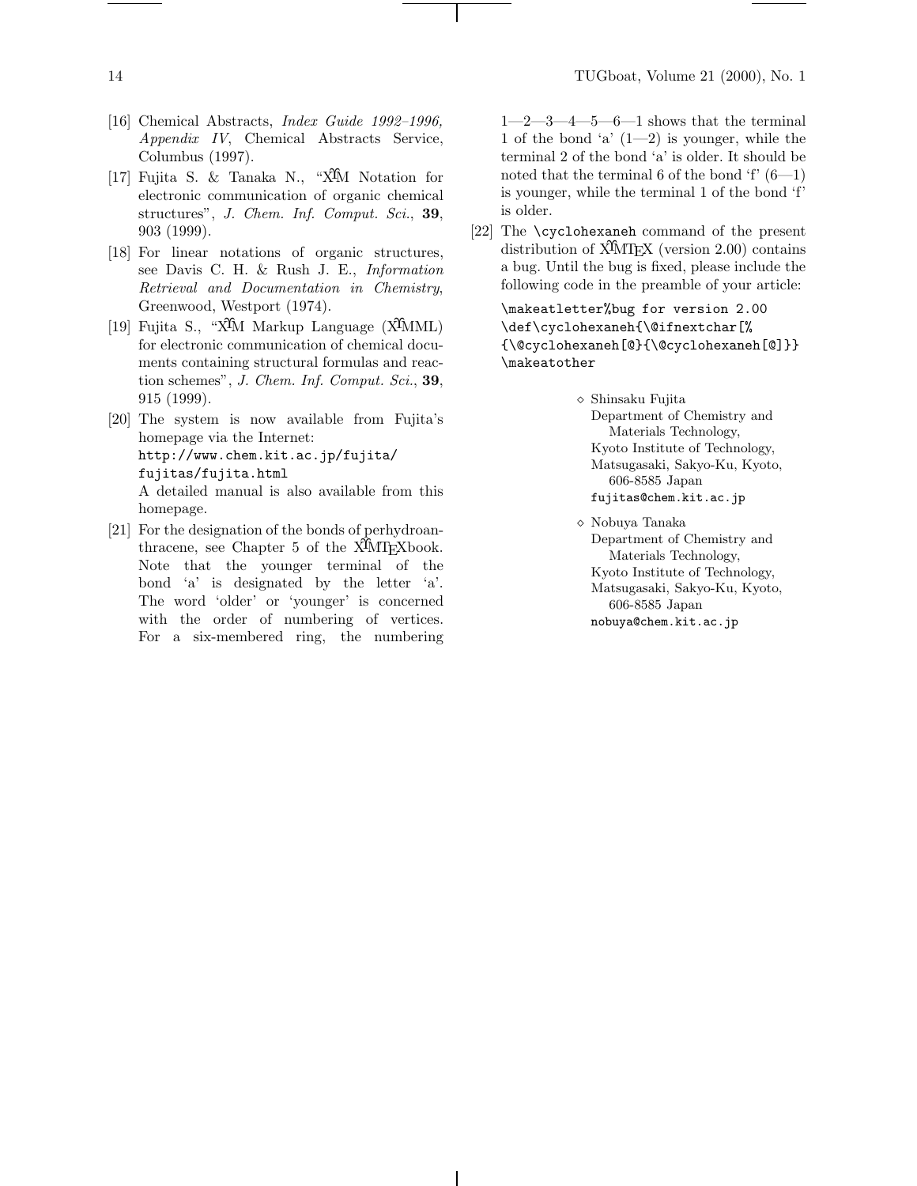[16] Chemical Abstracts, *Index Guide 1992–1996, Appendix IV*, Chemical Abstracts Service, Columbus (1997).

[17] Fujita S. & Tanaka N., "XΥM Notation for electronic communication of organic chemical structures", *J. Chem. Inf. Comput. Sci.*, **39**, 903 (1999).

[18] For linear notations of organic structures, see Davis C. H. & Rush J. E., *Information Retrieval and Documentation in Chemistry*, Greenwood, Westport (1974).

[19] Fujita S., "XΥM Markup Language (XΥMML) for electronic communication of chemical documents containing structural formulas and reaction schemes", *J. Chem. Inf. Comput. Sci.*, **39**, 915 (1999).

[20] The system is now available from Fujita's homepage via the Internet:
`http://www.chem.kit.ac.jp/fujita/fujitas/fujita.html`
A detailed manual is also available from this homepage.

[21] For the designation of the bonds of perhydroanthracene, see Chapter 5 of the XΥMTEXbook. Note that the younger terminal of the bond 'a' is designated by the letter 'a'. The word 'older' or 'younger' is concerned with the order of numbering of vertices. For a six-membered ring, the numbering 1—2—3—4—5—6—1 shows that the terminal 1 of the bond 'a' (1—2) is younger, while the terminal 2 of the bond 'a' is older. It should be noted that the terminal 6 of the bond 'f' (6—1) is younger, while the terminal 1 of the bond 'f' is older.

[22] The `\cyclohexaneh` command of the present distribution of XΥMTEX (version 2.00) contains a bug. Until the bug is fixed, please include the following code in the preamble of your article:

```
\makeatletter%bug for version 2.00
\def\cyclohexaneh{\@ifnextchar[%
{\@cyclohexaneh[@]}{\@cyclohexaneh[@]}}
\makeatother
```

◇ Shinsaku Fujita
Department of Chemistry and Materials Technology,
Kyoto Institute of Technology,
Matsugasaki, Sakyo-Ku, Kyoto, 606-8585 Japan
`fujitas@chem.kit.ac.jp`

◇ Nobuya Tanaka
Department of Chemistry and Materials Technology,
Kyoto Institute of Technology,
Matsugasaki, Sakyo-Ku, Kyoto, 606-8585 Japan
`nobuya@chem.kit.ac.jp`